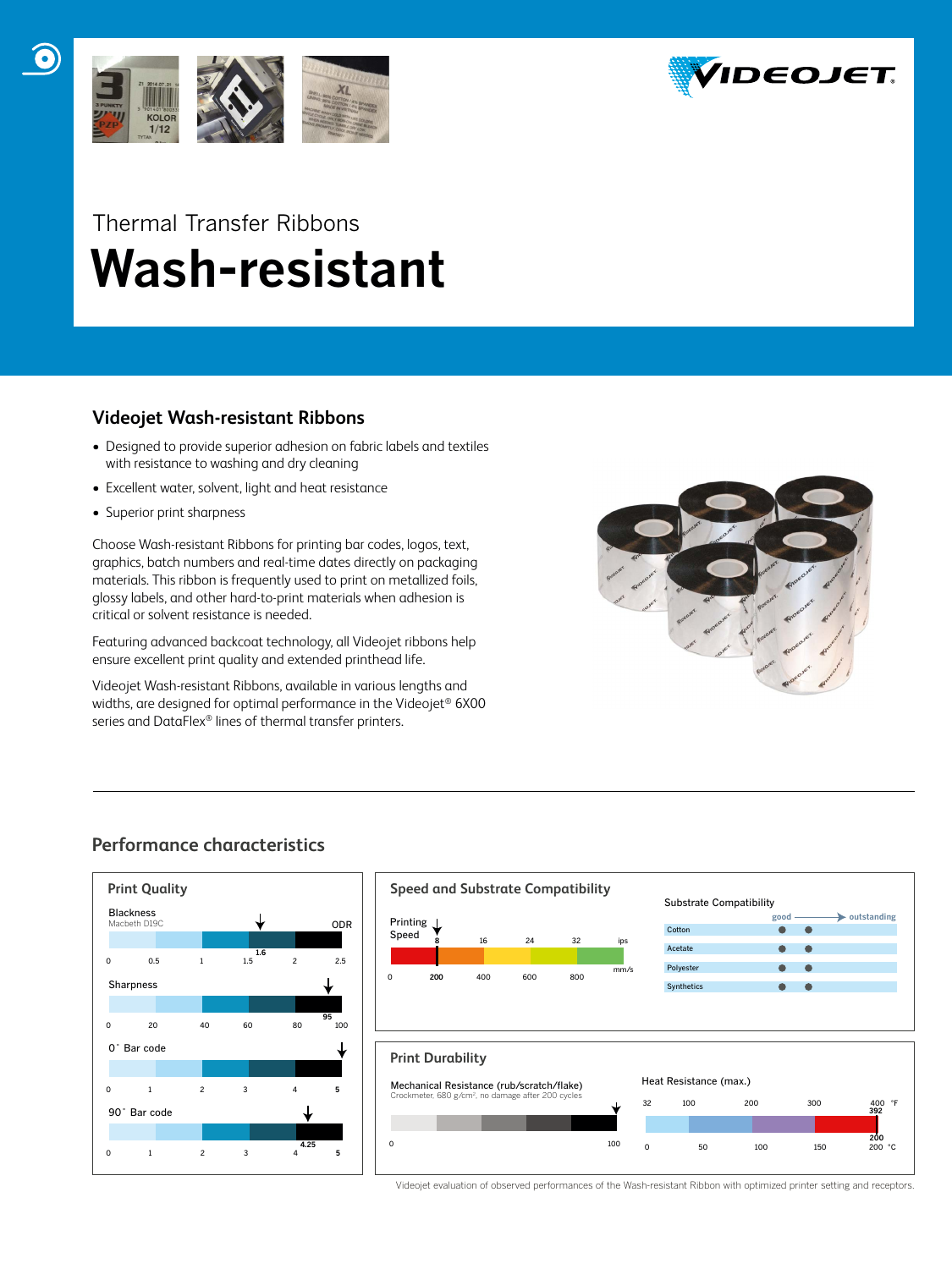Thermal Transfer Ribbons

# Wash-resistant

## Videojet Wash-resistant Ribbons

- Designed to provide superior adhesion on fabric labels and textiles with resistance to washing and dry cleaning
- Excellent water, solvent, light and heat resistance
- Superior print sharpness

Choose Wash-resistant Ribbons for printing bar codes, logos, text, graphics, batch numbers and real-time dates directly on packaging materials. This ribbon is frequently used to print on metallized foils, glossy labels, and other hard-to-print materials when adhesion is critical or solvent resistance is needed.

Featuring advanced backcoat technology, all Videojet ribbons help ensure excellent print quality and extended printhead life.

Videojet Wash-resistant Ribbons, available in various lengths and widths, are designed for optimal performance in the Videojet® 6X00 series and DataFlex® lines of thermal transfer printers.

## Performance characteristics

### Print Quality

| Characteristic | Scale | Value |
|---|---|---|
| Blackness (Macbeth D19C) | 0 – 2.5 ODR | 1.6 |
| Sharpness | 0 – 100 | 95 |
| 0° Bar code | 0 – 5 | 5 |
| 90° Bar code | 0 – 5 | 4.25 |

### Speed and Substrate Compatibility

Printing Speed: 8 ips / 200 mm/s (scale 0 – 32+ ips; 0 – 800+ mm/s)

Substrate Compatibility (good → outstanding)

| Substrate | good | outstanding |
|---|---|---|
| Cotton | ● | ● |
| Acetate | ● | ● |
| Polyester | ● | ● |
| Synthetics | ● | ● |

### Print Durability

Mechanical Resistance (rub/scratch/flake): Crockmeter, 680 g/cm², no damage after 200 cycles — 100 (scale 0 – 100)

Heat Resistance (max.): 392 °F / 200 °C

Videojet evaluation of observed performances of the Wash-resistant Ribbon with optimized printer setting and receptors.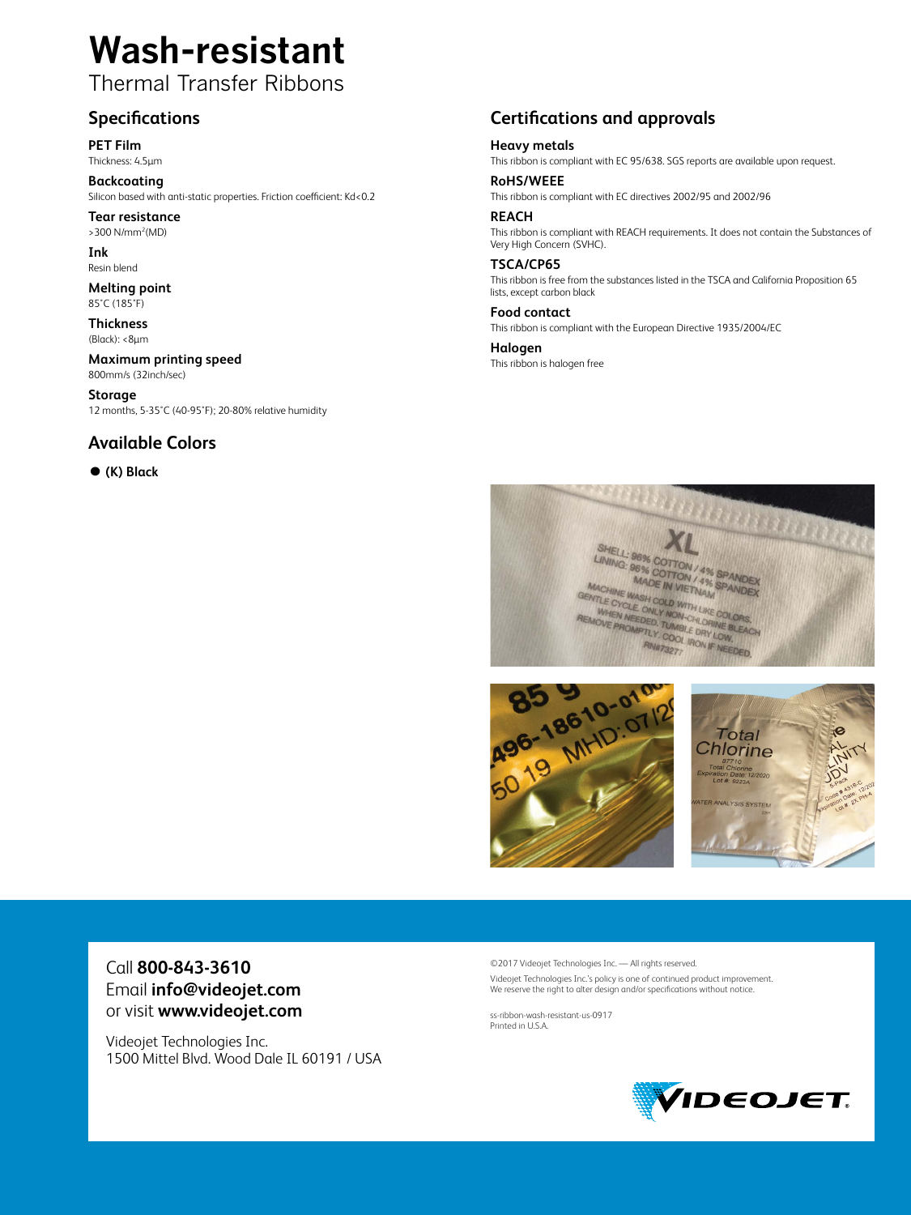# Wash-resistant

Thermal Transfer Ribbons

## Specifications

**PET Film**
Thickness: 4.5µm

**Backcoating**
Silicon based with anti-static properties. Friction coefficient: Kd<0.2

**Tear resistance**
>300 N/mm$^2$(MD)

**Ink**
Resin blend

**Melting point**
85˚C (185˚F)

**Thickness**
(Black): <8µm

**Maximum printing speed**
800mm/s (32inch/sec)

**Storage**
12 months, 5-35˚C (40-95˚F); 20-80% relative humidity

## Available Colors

- **(K) Black**

## Certifications and approvals

**Heavy metals**
This ribbon is compliant with EC 95/638. SGS reports are available upon request.

**RoHS/WEEE**
This ribbon is compliant with EC directives 2002/95 and 2002/96

**REACH**
This ribbon is compliant with REACH requirements. It does not contain the Substances of Very High Concern (SVHC).

**TSCA/CP65**
This ribbon is free from the substances listed in the TSCA and California Proposition 65 lists, except carbon black

**Food contact**
This ribbon is compliant with the European Directive 1935/2004/EC

**Halogen**
This ribbon is halogen free

Call **800-843-3610**
Email **info@videojet.com**
or visit **www.videojet.com**

Videojet Technologies Inc.
1500 Mittel Blvd. Wood Dale IL 60191 / USA

©2017 Videojet Technologies Inc. — All rights reserved.

Videojet Technologies Inc.'s policy is one of continued product improvement. We reserve the right to alter design and/or specifications without notice.

ss-ribbon-wash-resistant-us-0917
Printed in U.S.A.